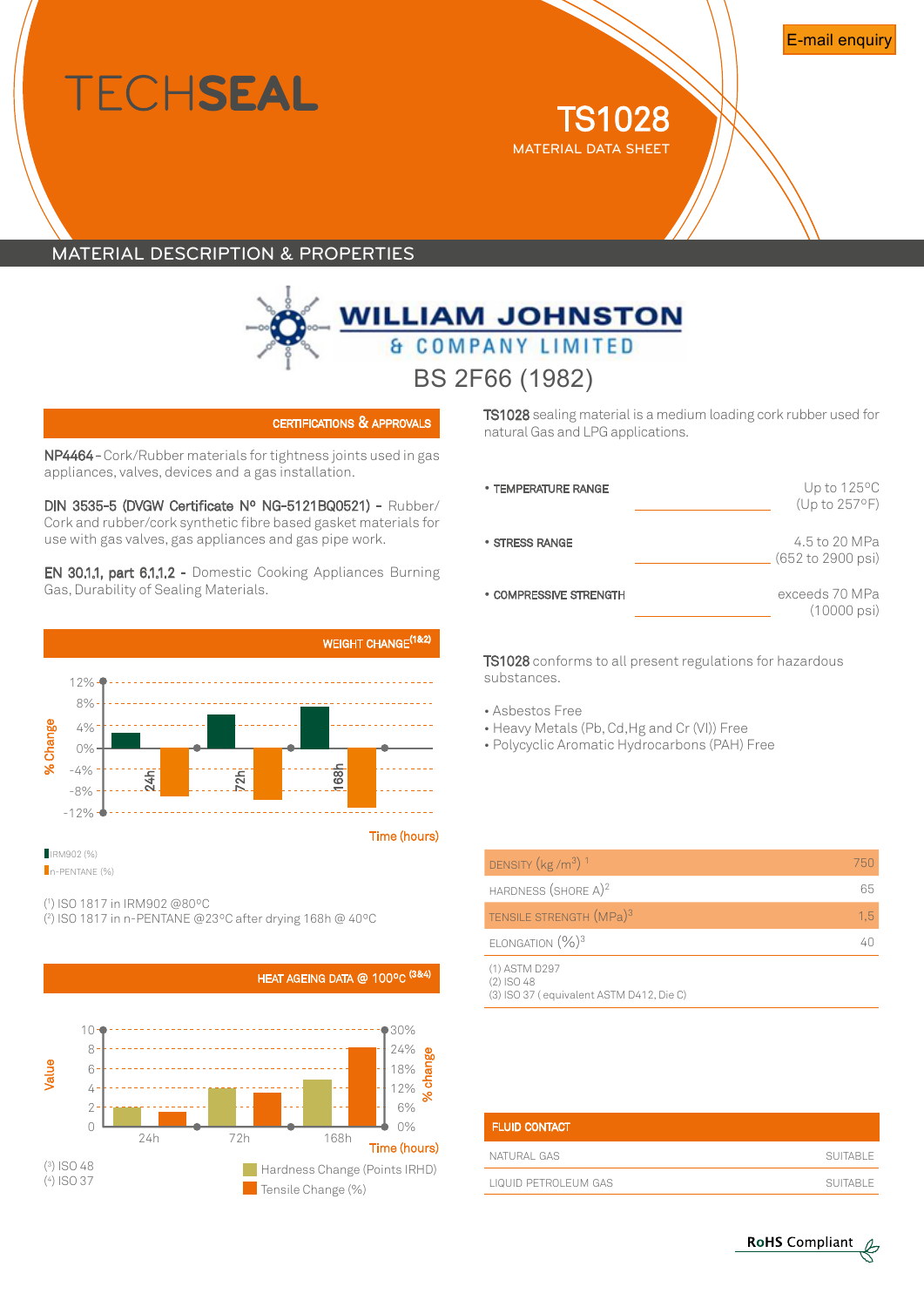# TECHSEAL

## TS1028
MATERIAL DATA SHEET

E-mail enquiry

## MATERIAL DESCRIPTION & PROPERTIES

WILLIAM JOHNSTON & COMPANY LIMITED

BS 2F66 (1982)

### CERTIFICATIONS & APPROVALS

**NP4464** - Cork/Rubber materials for tightness joints used in gas appliances, valves, devices and a gas installation.

**DIN 3535-5 (DVGW Certificate Nº NG-5121BQ0521)** - Rubber/ Cork and rubber/cork synthetic fibre based gasket materials for use with gas valves, gas appliances and gas pipe work.

**EN 30.1.1, part 6.1.1.2** - Domestic Cooking Appliances Burning Gas, Durability of Sealing Materials.

### WEIGHT CHANGE(1&2)

% Change: 12%, 8%, 4%, 0%, -4%, -8%, -12%

Time (hours): 24h, 72h, 168h

IRM902 (%)
n-PENTANE (%)

(1) ISO 1817 in IRM902 @80ºC
(2) ISO 1817 in n-PENTANE @23ºC after drying 168h @ 40ºC

### HEAT AGEING DATA @ 100ºC (3&4)

Value: 0, 2, 4, 6, 8, 10 — % change: 0%, 6%, 12%, 18%, 24%, 30%

Time (hours): 24h, 72h, 168h

Hardness Change (Points IRHD)
Tensile Change (%)

(3) ISO 48
(4) ISO 37

**TS1028** sealing material is a medium loading cork rubber used for natural Gas and LPG applications.

| | |
|---|---|
| • **TEMPERATURE RANGE** | Up to 125ºC (Up to 257ºF) |
| • **STRESS RANGE** | 4.5 to 20 MPa (652 to 2900 psi) |
| • **COMPRESSIVE STRENGTH** | exceeds 70 MPa (10000 psi) |

**TS1028** conforms to all present regulations for hazardous substances.

- Asbestos Free
- Heavy Metals (Pb, Cd,Hg and Cr (VI)) Free
- Polycyclic Aromatic Hydrocarbons (PAH) Free

| | |
|---|---|
| DENSITY (kg /m³) [1] | 750 |
| HARDNESS (SHORE A)[2] | 65 |
| TENSILE STRENGTH (MPa)[3] | 1,5 |
| ELONGATION (%)[3] | 40 |

(1) ASTM D297
(2) ISO 48
(3) ISO 37 ( equivalent ASTM D412, Die C)

| FLUID CONTACT | |
|---|---|
| NATURAL GAS | SUITABLE |
| LIQUID PETROLEUM GAS | SUITABLE |

RoHS Compliant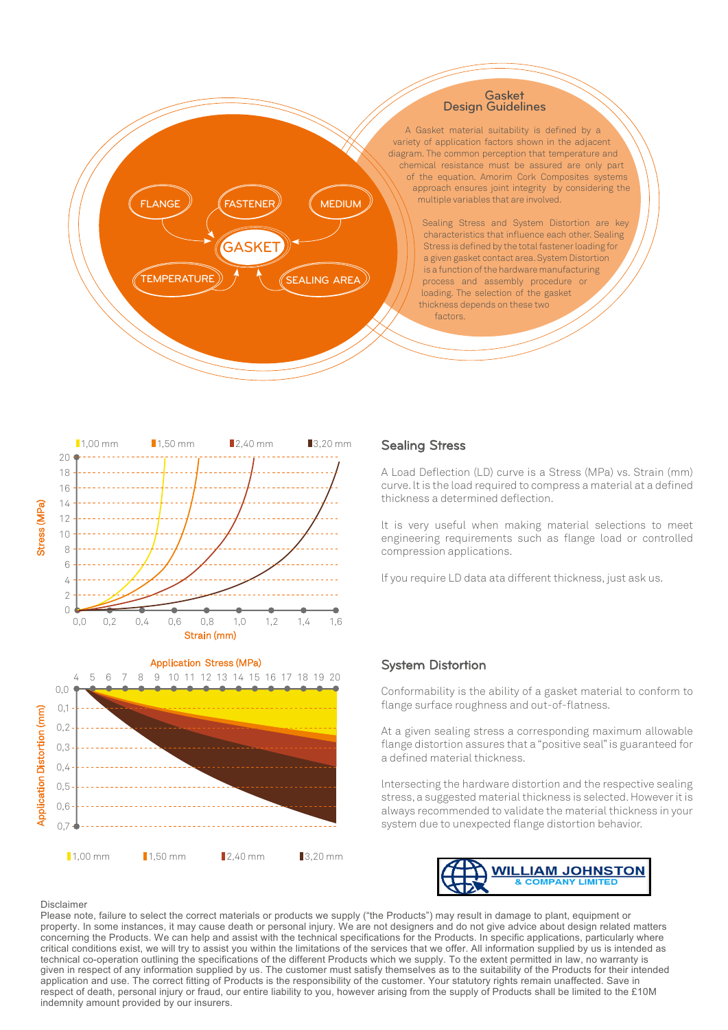FLANGE
FASTENER
MEDIUM
GASKET
TEMPERATURE
SEALING AREA

## Gasket Design Guidelines

A Gasket material suitability is defined by a variety of application factors shown in the adjacent diagram. The common perception that temperature and chemical resistance must be assured are only part of the equation. Amorim Cork Composites systems approach ensures joint integrity by considering the multiple variables that are involved.

Sealing Stress and System Distortion are key characteristics that influence each other. Sealing Stress is defined by the total fastener loading for a given gasket contact area. System Distortion is a function of the hardware manufacturing process and assembly procedure or loading. The selection of the gasket thickness depends on these two factors.

1,00 mm 1,50 mm 2,40 mm 3,20 mm

Stress (MPa)

20 18 16 14 12 10 8 6 4 2 0

0,0 0,2 0,4 0,6 0,8 1,0 1,2 1,4 1,6

Strain (mm)

## Sealing Stress

A Load Deflection (LD) curve is a Stress (MPa) vs. Strain (mm) curve. It is the load required to compress a material at a defined thickness a determined deflection.

It is very useful when making material selections to meet engineering requirements such as flange load or controlled compression applications.

If you require LD data ata different thickness, just ask us.

Application Stress (MPa)

4 5 6 7 8 9 10 11 12 13 14 15 16 17 18 19 20

Application Distortion (mm)

0,0 0,1 0,2 0,3 0,4 0,5 0,6 0,7

1,00 mm 1,50 mm 2,40 mm 3,20 mm

## System Distortion

Conformability is the ability of a gasket material to conform to flange surface roughness and out-of-flatness.

At a given sealing stress a corresponding maximum allowable flange distortion assures that a "positive seal" is guaranteed for a defined material thickness.

Intersecting the hardware distortion and the respective sealing stress, a suggested material thickness is selected. However it is always recommended to validate the material thickness in your system due to unexpected flange distortion behavior.

WILLIAM JOHNSTON & COMPANY LIMITED

Disclaimer

Please note, failure to select the correct materials or products we supply ("the Products") may result in damage to plant, equipment or property. In some instances, it may cause death or personal injury. We are not designers and do not give advice about design related matters concerning the Products. We can help and assist with the technical specifications for the Products. In specific applications, particularly where critical conditions exist, we will try to assist you within the limitations of the services that we offer. All information supplied by us is intended as technical co-operation outlining the specifications of the different Products which we supply. To the extent permitted in law, no warranty is given in respect of any information supplied by us. The customer must satisfy themselves as to the suitability of the Products for their intended application and use. The correct fitting of Products is the responsibility of the customer. Your statutory rights remain unaffected. Save in respect of death, personal injury or fraud, our entire liability to you, however arising from the supply of Products shall be limited to the £10M indemnity amount provided by our insurers.